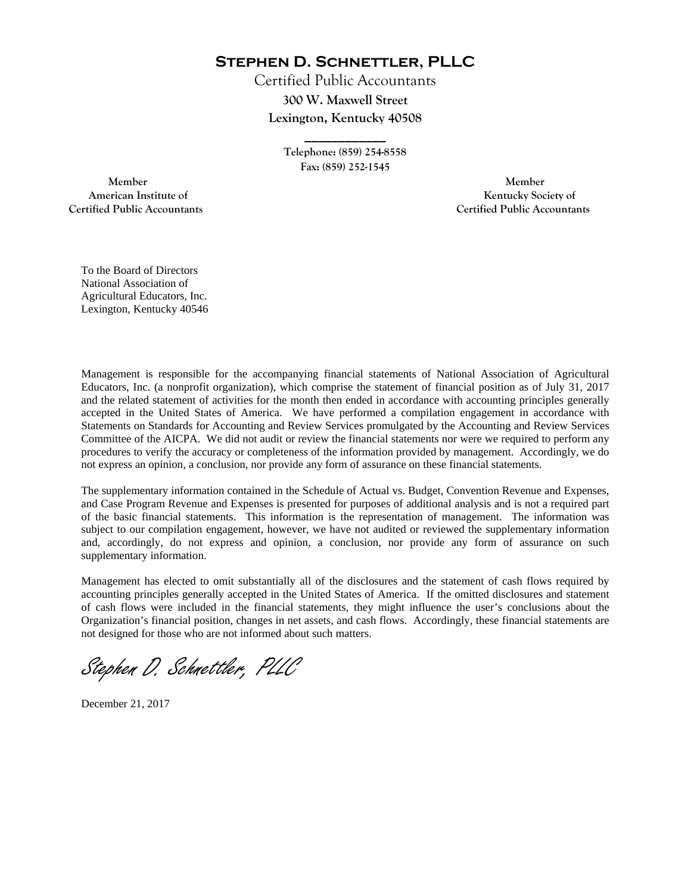# Stephen D. Schnettler, PLLC

Certified Public Accountants

**300 W. Maxwell Street**

**Lexington, Kentucky 40508**

---

**Telephone: (859) 254-8558**

**Fax: (859) 252-1545**

**Member**
**American Institute of**
**Certified Public Accountants**

**Member**
**Kentucky Society of**
**Certified Public Accountants**

To the Board of Directors
National Association of
Agricultural Educators, Inc.
Lexington, Kentucky 40546

Management is responsible for the accompanying financial statements of National Association of Agricultural Educators, Inc. (a nonprofit organization), which comprise the statement of financial position as of July 31, 2017 and the related statement of activities for the month then ended in accordance with accounting principles generally accepted in the United States of America. We have performed a compilation engagement in accordance with Statements on Standards for Accounting and Review Services promulgated by the Accounting and Review Services Committee of the AICPA. We did not audit or review the financial statements nor were we required to perform any procedures to verify the accuracy or completeness of the information provided by management. Accordingly, we do not express an opinion, a conclusion, nor provide any form of assurance on these financial statements.

The supplementary information contained in the Schedule of Actual vs. Budget, Convention Revenue and Expenses, and Case Program Revenue and Expenses is presented for purposes of additional analysis and is not a required part of the basic financial statements. This information is the representation of management. The information was subject to our compilation engagement, however, we have not audited or reviewed the supplementary information and, accordingly, do not express and opinion, a conclusion, nor provide any form of assurance on such supplementary information.

Management has elected to omit substantially all of the disclosures and the statement of cash flows required by accounting principles generally accepted in the United States of America. If the omitted disclosures and statement of cash flows were included in the financial statements, they might influence the user's conclusions about the Organization's financial position, changes in net assets, and cash flows. Accordingly, these financial statements are not designed for those who are not informed about such matters.

*Stephen D. Schnettler, PLLC*

December 21, 2017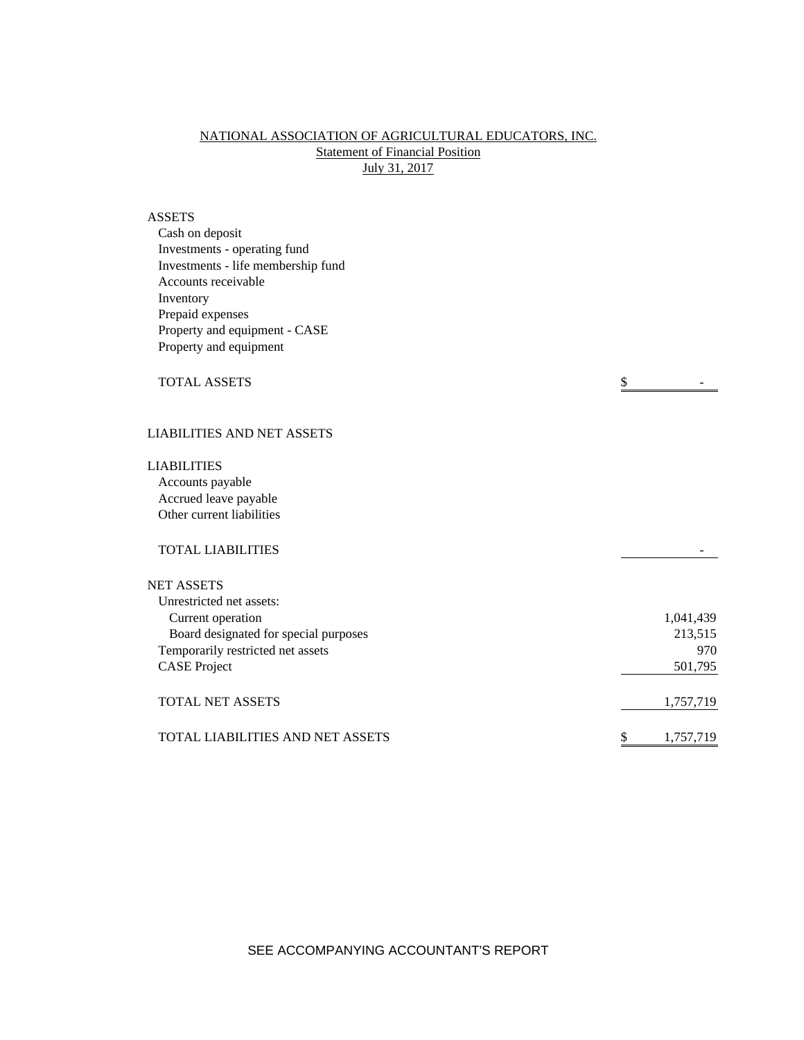NATIONAL ASSOCIATION OF AGRICULTURAL EDUCATORS, INC.
Statement of Financial Position
July 31, 2017

| | |
|---|---|
| **ASSETS** | |
| Cash on deposit | |
| Investments - operating fund | |
| Investments - life membership fund | |
| Accounts receivable | |
| Inventory | |
| Prepaid expenses | |
| Property and equipment - CASE | |
| Property and equipment | |
| TOTAL ASSETS | $ - |
| **LIABILITIES AND NET ASSETS** | |
| **LIABILITIES** | |
| Accounts payable | |
| Accrued leave payable | |
| Other current liabilities | |
| TOTAL LIABILITIES | - |
| **NET ASSETS** | |
| Unrestricted net assets: | |
| Current operation | 1,041,439 |
| Board designated for special purposes | 213,515 |
| Temporarily restricted net assets | 970 |
| CASE Project | 501,795 |
| TOTAL NET ASSETS | 1,757,719 |
| TOTAL LIABILITIES AND NET ASSETS | $ 1,757,719 |

SEE ACCOMPANYING ACCOUNTANT'S REPORT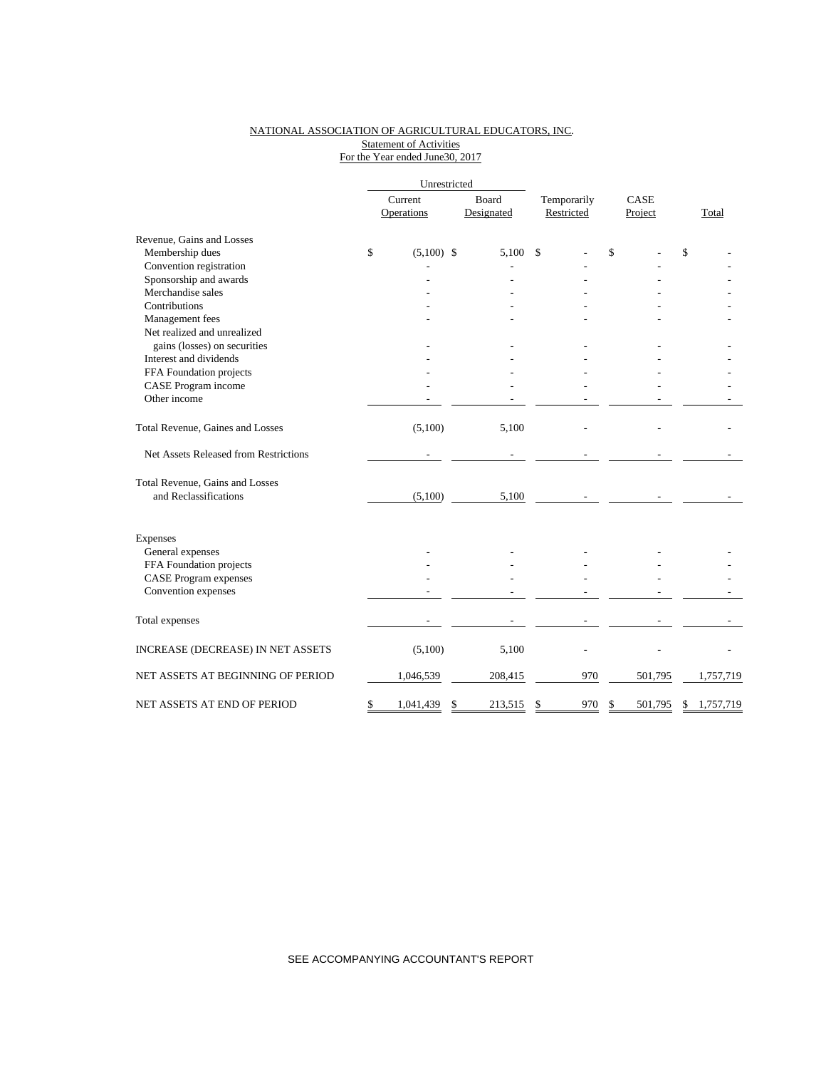NATIONAL ASSOCIATION OF AGRICULTURAL EDUCATORS, INC.

Statement of Activities

For the Year ended June30, 2017

| | Unrestricted | | | | |
|---|---|---|---|---|---|
| | Current Operations | Board Designated | Temporarily Restricted | CASE Project | Total |
| **Revenue, Gains and Losses** | | | | | |
| Membership dues | $ (5,100) | $ 5,100 | $ - | $ - | $ - |
| Convention registration | - | - | - | - | - |
| Sponsorship and awards | - | - | - | - | - |
| Merchandise sales | - | - | - | - | - |
| Contributions | - | - | - | - | - |
| Management fees | - | - | - | - | - |
| Net realized and unrealized gains (losses) on securities | - | - | - | - | - |
| Interest and dividends | - | - | - | - | - |
| FFA Foundation projects | - | - | - | - | - |
| CASE Program income | - | - | - | - | - |
| Other income | - | - | - | - | - |
| Total Revenue, Gaines and Losses | (5,100) | 5,100 | - | - | - |
| Net Assets Released from Restrictions | - | - | - | - | - |
| Total Revenue, Gains and Losses and Reclassifications | (5,100) | 5,100 | - | - | - |
| **Expenses** | | | | | |
| General expenses | - | - | - | - | - |
| FFA Foundation projects | - | - | - | - | - |
| CASE Program expenses | - | - | - | - | - |
| Convention expenses | - | - | - | - | - |
| Total expenses | - | - | - | - | - |
| INCREASE (DECREASE) IN NET ASSETS | (5,100) | 5,100 | - | - | - |
| NET ASSETS AT BEGINNING OF PERIOD | 1,046,539 | 208,415 | 970 | 501,795 | 1,757,719 |
| NET ASSETS AT END OF PERIOD | $ 1,041,439 | $ 213,515 | $ 970 | $ 501,795 | $ 1,757,719 |

SEE ACCOMPANYING ACCOUNTANT'S REPORT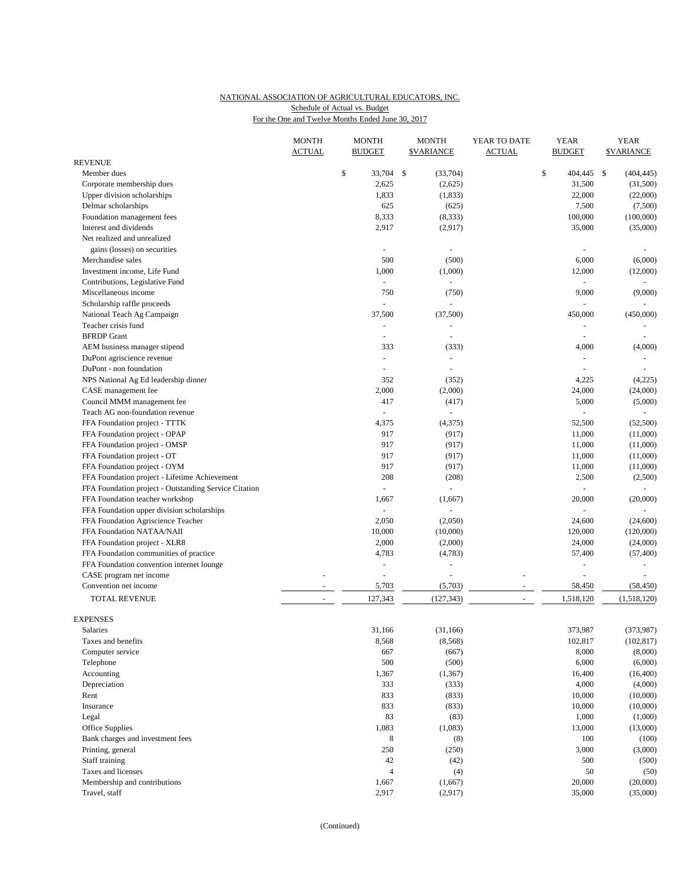NATIONAL ASSOCIATION OF AGRICULTURAL EDUCATORS, INC.
Schedule of Actual vs. Budget
For the One and Twelve Months Ended June 30, 2017

| | MONTH ACTUAL | MONTH BUDGET | MONTH $VARIANCE | YEAR TO DATE ACTUAL | YEAR BUDGET | YEAR $VARIANCE |
|---|---|---|---|---|---|---|
| **REVENUE** | | | | | | |
| Member dues | | $ 33,704 | $ (33,704) | | $ 404,445 | $ (404,445) |
| Corporate membership dues | | 2,625 | (2,625) | | 31,500 | (31,500) |
| Upper division scholarships | | 1,833 | (1,833) | | 22,000 | (22,000) |
| Delmar scholarships | | 625 | (625) | | 7,500 | (7,500) |
| Foundation management fees | | 8,333 | (8,333) | | 100,000 | (100,000) |
| Interest and dividends | | 2,917 | (2,917) | | 35,000 | (35,000) |
| Net realized and unrealized gains (losses) on securities | | - | - | | - | - |
| Merchandise sales | | 500 | (500) | | 6,000 | (6,000) |
| Investment income, Life Fund | | 1,000 | (1,000) | | 12,000 | (12,000) |
| Contributions, Legislative Fund | | - | - | | - | - |
| Miscellaneous income | | 750 | (750) | | 9,000 | (9,000) |
| Scholarship raffle proceeds | | - | - | | - | - |
| National Teach Ag Campaign | | 37,500 | (37,500) | | 450,000 | (450,000) |
| Teacher crisis fund | | - | - | | - | - |
| BFRDP Grant | | - | - | | - | - |
| AEM business manager stipend | | 333 | (333) | | 4,000 | (4,000) |
| DuPont agriscience revenue | | - | - | | - | - |
| DuPont - non foundation | | - | - | | - | - |
| NPS National Ag Ed leadership dinner | | 352 | (352) | | 4,225 | (4,225) |
| CASE management fee | | 2,000 | (2,000) | | 24,000 | (24,000) |
| Council MMM management fee | | 417 | (417) | | 5,000 | (5,000) |
| Teach AG non-foundation revenue | | - | - | | - | - |
| FFA Foundation project - TTTK | | 4,375 | (4,375) | | 52,500 | (52,500) |
| FFA Foundation project - OPAP | | 917 | (917) | | 11,000 | (11,000) |
| FFA Foundation project - OMSP | | 917 | (917) | | 11,000 | (11,000) |
| FFA Foundation project - OT | | 917 | (917) | | 11,000 | (11,000) |
| FFA Foundation project - OYM | | 917 | (917) | | 11,000 | (11,000) |
| FFA Foundation project - Lifetime Achievement | | 208 | (208) | | 2,500 | (2,500) |
| FFA Foundation project - Outstanding Service Citation | | - | - | | - | - |
| FFA Foundation teacher workshop | | 1,667 | (1,667) | | 20,000 | (20,000) |
| FFA Foundation upper division scholarships | | - | - | | - | - |
| FFA Foundation Agriscience Teacher | | 2,050 | (2,050) | | 24,600 | (24,600) |
| FFA Foundation NATAA/NAII | | 10,000 | (10,000) | | 120,000 | (120,000) |
| FFA Foundation project - XLR8 | | 2,000 | (2,000) | | 24,000 | (24,000) |
| FFA Foundation communities of practice | | 4,783 | (4,783) | | 57,400 | (57,400) |
| FFA Foundation convention internet lounge | | - | - | | - | - |
| CASE program net income | - | - | - | - | - | - |
| Convention net income | - | 5,703 | (5,703) | - | 58,450 | (58,450) |
| TOTAL REVENUE | - | 127,343 | (127,343) | - | 1,518,120 | (1,518,120) |
| **EXPENSES** | | | | | | |
| Salaries | | 31,166 | (31,166) | | 373,987 | (373,987) |
| Taxes and benefits | | 8,568 | (8,568) | | 102,817 | (102,817) |
| Computer service | | 667 | (667) | | 8,000 | (8,000) |
| Telephone | | 500 | (500) | | 6,000 | (6,000) |
| Accounting | | 1,367 | (1,367) | | 16,400 | (16,400) |
| Depreciation | | 333 | (333) | | 4,000 | (4,000) |
| Rent | | 833 | (833) | | 10,000 | (10,000) |
| Insurance | | 833 | (833) | | 10,000 | (10,000) |
| Legal | | 83 | (83) | | 1,000 | (1,000) |
| Office Supplies | | 1,083 | (1,083) | | 13,000 | (13,000) |
| Bank charges and investment fees | | 8 | (8) | | 100 | (100) |
| Printing, general | | 250 | (250) | | 3,000 | (3,000) |
| Staff training | | 42 | (42) | | 500 | (500) |
| Taxes and licenses | | 4 | (4) | | 50 | (50) |
| Membership and contributions | | 1,667 | (1,667) | | 20,000 | (20,000) |
| Travel, staff | | 2,917 | (2,917) | | 35,000 | (35,000) |

(Continued)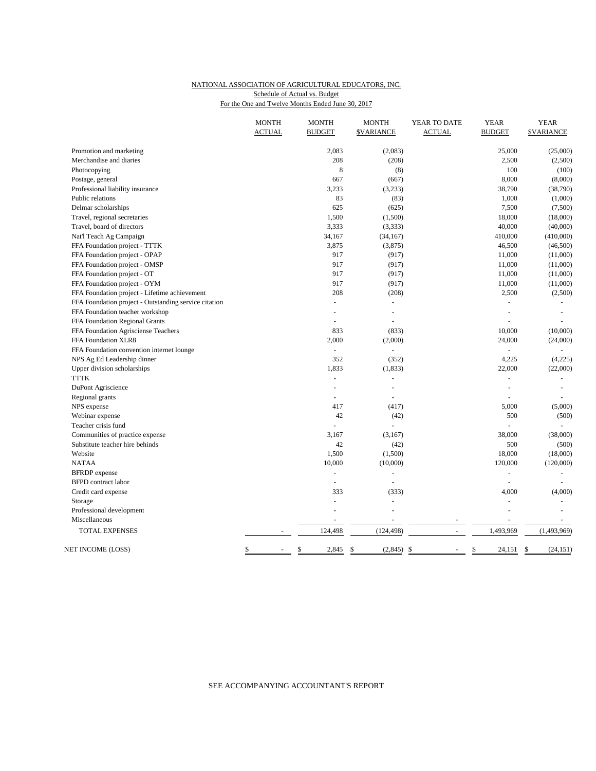NATIONAL ASSOCIATION OF AGRICULTURAL EDUCATORS, INC.
Schedule of Actual vs. Budget
For the One and Twelve Months Ended June 30, 2017

| | MONTH ACTUAL | MONTH BUDGET | MONTH $VARIANCE | YEAR TO DATE ACTUAL | YEAR BUDGET | YEAR $VARIANCE |
|---|---|---|---|---|---|---|
| Promotion and marketing | | 2,083 | (2,083) | | 25,000 | (25,000) |
| Merchandise and diaries | | 208 | (208) | | 2,500 | (2,500) |
| Photocopying | | 8 | (8) | | 100 | (100) |
| Postage, general | | 667 | (667) | | 8,000 | (8,000) |
| Professional liability insurance | | 3,233 | (3,233) | | 38,790 | (38,790) |
| Public relations | | 83 | (83) | | 1,000 | (1,000) |
| Delmar scholarships | | 625 | (625) | | 7,500 | (7,500) |
| Travel, regional secretaries | | 1,500 | (1,500) | | 18,000 | (18,000) |
| Travel, board of directors | | 3,333 | (3,333) | | 40,000 | (40,000) |
| Nat'l Teach Ag Campaign | | 34,167 | (34,167) | | 410,000 | (410,000) |
| FFA Foundation project - TTTK | | 3,875 | (3,875) | | 46,500 | (46,500) |
| FFA Foundation project - OPAP | | 917 | (917) | | 11,000 | (11,000) |
| FFA Foundation project - OMSP | | 917 | (917) | | 11,000 | (11,000) |
| FFA Foundation project - OT | | 917 | (917) | | 11,000 | (11,000) |
| FFA Foundation project - OYM | | 917 | (917) | | 11,000 | (11,000) |
| FFA Foundation project - Lifetime achievement | | 208 | (208) | | 2,500 | (2,500) |
| FFA Foundation project - Outstanding service citation | | - | - | | - | - |
| FFA Foundation teacher workshop | | - | - | | - | - |
| FFA Foundation Regional Grants | | - | - | | - | - |
| FFA Foundation Agrisciense Teachers | | 833 | (833) | | 10,000 | (10,000) |
| FFA Foundation XLR8 | | 2,000 | (2,000) | | 24,000 | (24,000) |
| FFA Foundation convention internet lounge | | - | - | | - | - |
| NPS Ag Ed Leadership dinner | | 352 | (352) | | 4,225 | (4,225) |
| Upper division scholarships | | 1,833 | (1,833) | | 22,000 | (22,000) |
| TTTK | | - | - | | - | - |
| DuPont Agriscience | | - | - | | - | - |
| Regional grants | | - | - | | - | - |
| NPS expense | | 417 | (417) | | 5,000 | (5,000) |
| Webinar expense | | 42 | (42) | | 500 | (500) |
| Teacher crisis fund | | - | - | | - | - |
| Communities of practice expense | | 3,167 | (3,167) | | 38,000 | (38,000) |
| Substitute teacher hire behinds | | 42 | (42) | | 500 | (500) |
| Website | | 1,500 | (1,500) | | 18,000 | (18,000) |
| NATAA | | 10,000 | (10,000) | | 120,000 | (120,000) |
| BFRDP expense | | - | - | | - | - |
| BFPD contract labor | | - | - | | - | - |
| Credit card expense | | 333 | (333) | | 4,000 | (4,000) |
| Storage | | - | - | | - | - |
| Professional development | | - | - | | - | - |
| Miscellaneous | | - | - | - | - | - |
| TOTAL EXPENSES | - | 124,498 | (124,498) | - | 1,493,969 | (1,493,969) |
| NET INCOME (LOSS) | $ - | $ 2,845 | $ (2,845) | $ - | $ 24,151 | $ (24,151) |

SEE ACCOMPANYING ACCOUNTANT'S REPORT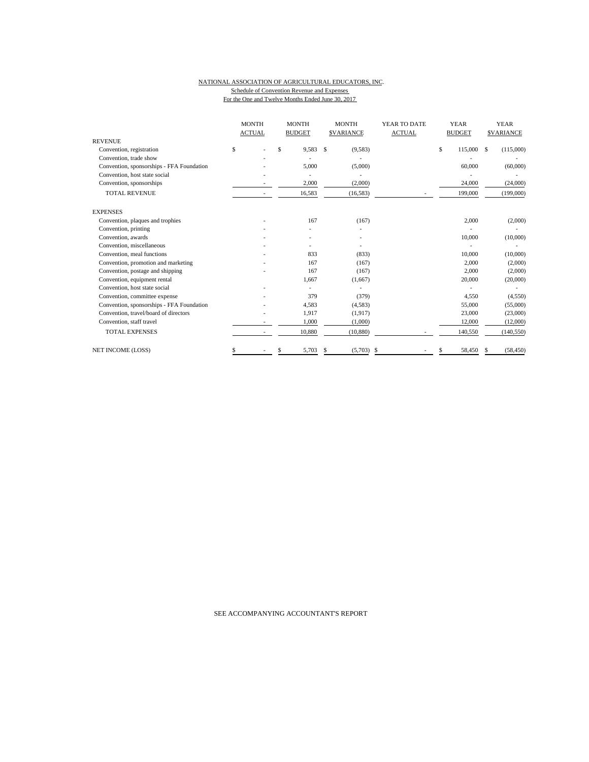NATIONAL ASSOCIATION OF AGRICULTURAL EDUCATORS, INC.

Schedule of Convention Revenue and Expenses

For the One and Twelve Months Ended June 30, 2017

| | MONTH ACTUAL | MONTH BUDGET | MONTH $VARIANCE | YEAR TO DATE ACTUAL | YEAR BUDGET | YEAR $VARIANCE |
|---|---|---|---|---|---|---|
| REVENUE | | | | | | |
| Convention, registration | $ - | $ 9,583 | $ (9,583) | | $ 115,000 | $ (115,000) |
| Convention, trade show | - | - | - | | - | - |
| Convention, sponsorships - FFA Foundation | - | 5,000 | (5,000) | | 60,000 | (60,000) |
| Convention, host state social | - | - | - | | - | - |
| Convention, sponsorships | - | 2,000 | (2,000) | | 24,000 | (24,000) |
| TOTAL REVENUE | - | 16,583 | (16,583) | - | 199,000 | (199,000) |
| EXPENSES | | | | | | |
| Convention, plaques and trophies | - | 167 | (167) | | 2,000 | (2,000) |
| Convention, printing | - | - | - | | - | - |
| Convention, awards | - | - | - | | 10,000 | (10,000) |
| Convention, miscellaneous | - | - | - | | - | - |
| Convention, meal functions | - | 833 | (833) | | 10,000 | (10,000) |
| Convention, promotion and marketing | - | 167 | (167) | | 2,000 | (2,000) |
| Convention, postage and shipping | - | 167 | (167) | | 2,000 | (2,000) |
| Convention, equipment rental | | 1,667 | (1,667) | | 20,000 | (20,000) |
| Convention, host state social | - | - | - | | - | - |
| Convention, committee expense | - | 379 | (379) | | 4,550 | (4,550) |
| Convention, sponsorships - FFA Foundation | - | 4,583 | (4,583) | | 55,000 | (55,000) |
| Convention, travel/board of directors | - | 1,917 | (1,917) | | 23,000 | (23,000) |
| Convention, staff travel | - | 1,000 | (1,000) | | 12,000 | (12,000) |
| TOTAL EXPENSES | - | 10,880 | (10,880) | - | 140,550 | (140,550) |
| NET INCOME (LOSS) | $ - | $ 5,703 | $ (5,703) | $ - | $ 58,450 | $ (58,450) |

SEE ACCOMPANYING ACCOUNTANT'S REPORT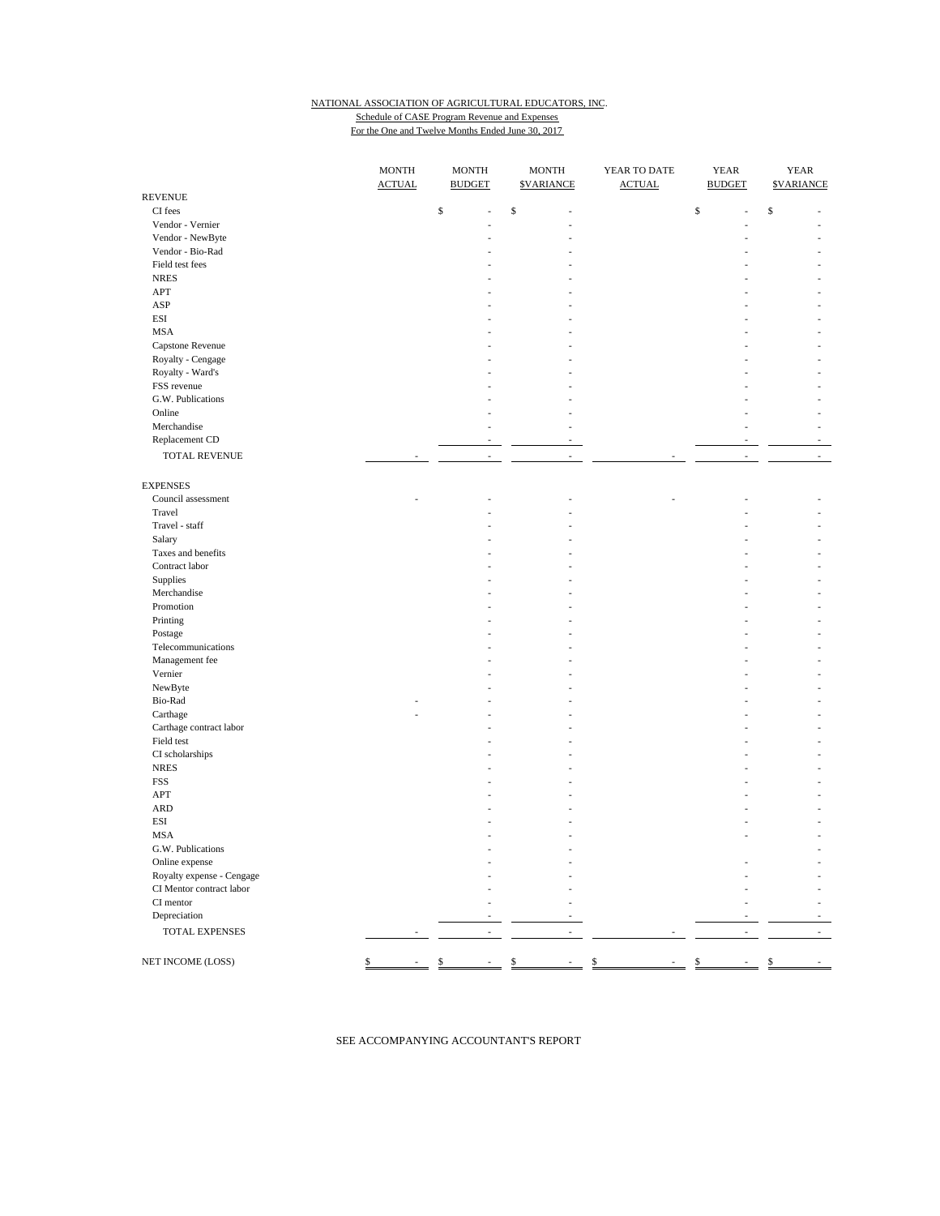NATIONAL ASSOCIATION OF AGRICULTURAL EDUCATORS, INC.
Schedule of CASE Program Revenue and Expenses
For the One and Twelve Months Ended June 30, 2017

| | MONTH ACTUAL | MONTH BUDGET | MONTH $VARIANCE | YEAR TO DATE ACTUAL | YEAR BUDGET | YEAR $VARIANCE |
|---|---|---|---|---|---|---|
| REVENUE | | | | | | |
| CI fees | | $ - | $ - | | $ - | $ - |
| Vendor - Vernier | | - | - | | - | - |
| Vendor - NewByte | | - | - | | - | - |
| Vendor - Bio-Rad | | - | - | | - | - |
| Field test fees | | - | - | | - | - |
| NRES | | - | - | | - | - |
| APT | | - | - | | - | - |
| ASP | | - | - | | - | - |
| ESI | | - | - | | - | - |
| MSA | | - | - | | - | - |
| Capstone Revenue | | - | - | | - | - |
| Royalty - Cengage | | - | - | | - | - |
| Royalty - Ward's | | - | - | | - | - |
| FSS revenue | | - | - | | - | - |
| G.W. Publications | | - | - | | - | - |
| Online | | - | - | | - | - |
| Merchandise | | - | - | | - | - |
| Replacement CD | | - | - | | - | - |
| TOTAL REVENUE | - | - | - | - | - | - |
| EXPENSES | | | | | | |
| Council assessment | - | - | - | - | - | - |
| Travel | | - | - | | - | - |
| Travel - staff | | - | - | | - | - |
| Salary | | - | - | | - | - |
| Taxes and benefits | | - | - | | - | - |
| Contract labor | | - | - | | - | - |
| Supplies | | - | - | | - | - |
| Merchandise | | - | - | | - | - |
| Promotion | | - | - | | - | - |
| Printing | | - | - | | - | - |
| Postage | | - | - | | - | - |
| Telecommunications | | - | - | | - | - |
| Management fee | | - | - | | - | - |
| Vernier | | - | - | | - | - |
| NewByte | | - | - | | - | - |
| Bio-Rad | - | - | - | | - | - |
| Carthage | - | - | - | | - | - |
| Carthage contract labor | | - | - | | - | - |
| Field test | | - | - | | - | - |
| CI scholarships | | - | - | | - | - |
| NRES | | - | - | | - | - |
| FSS | | - | - | | - | - |
| APT | | - | - | | - | - |
| ARD | | - | - | | - | - |
| ESI | | - | - | | - | - |
| MSA | | - | - | | - | - |
| G.W. Publications | | - | - | | | - |
| Online expense | | - | - | | - | - |
| Royalty expense - Cengage | | - | - | | - | - |
| CI Mentor contract labor | | - | - | | - | - |
| CI mentor | | - | - | | - | - |
| Depreciation | | - | - | | - | - |
| TOTAL EXPENSES | - | - | - | - | - | - |
| NET INCOME (LOSS) | $ - | $ - | $ - | $ - | $ - | $ - |

SEE ACCOMPANYING ACCOUNTANT'S REPORT